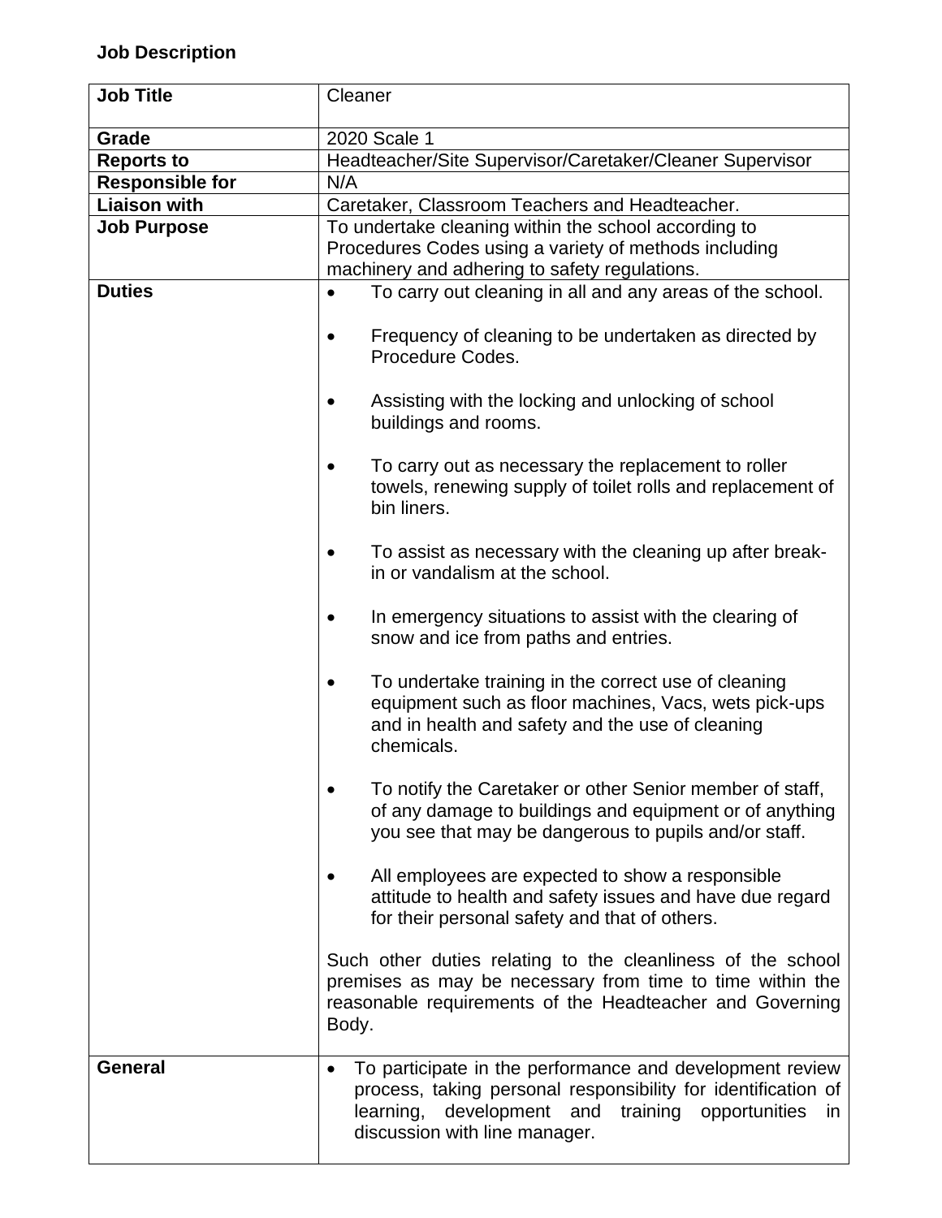**Job Description**

| **Job Title** | Cleaner |
|---|---|
| **Grade** | 2020 Scale 1 |
| **Reports to** | Headteacher/Site Supervisor/Caretaker/Cleaner Supervisor |
| **Responsible for** | N/A |
| **Liaison with** | Caretaker, Classroom Teachers and Headteacher. |
| **Job Purpose** | To undertake cleaning within the school according to Procedures Codes using a variety of methods including machinery and adhering to safety regulations. |
| **Duties** | • To carry out cleaning in all and any areas of the school.<br><br>• Frequency of cleaning to be undertaken as directed by Procedure Codes.<br><br>• Assisting with the locking and unlocking of school buildings and rooms.<br><br>• To carry out as necessary the replacement to roller towels, renewing supply of toilet rolls and replacement of bin liners.<br><br>• To assist as necessary with the cleaning up after break-in or vandalism at the school.<br><br>• In emergency situations to assist with the clearing of snow and ice from paths and entries.<br><br>• To undertake training in the correct use of cleaning equipment such as floor machines, Vacs, wets pick-ups and in health and safety and the use of cleaning chemicals.<br><br>• To notify the Caretaker or other Senior member of staff, of any damage to buildings and equipment or of anything you see that may be dangerous to pupils and/or staff.<br><br>• All employees are expected to show a responsible attitude to health and safety issues and have due regard for their personal safety and that of others.<br><br>Such other duties relating to the cleanliness of the school premises as may be necessary from time to time within the reasonable requirements of the Headteacher and Governing Body. |
| **General** | • To participate in the performance and development review process, taking personal responsibility for identification of learning, development and training opportunities in discussion with line manager. |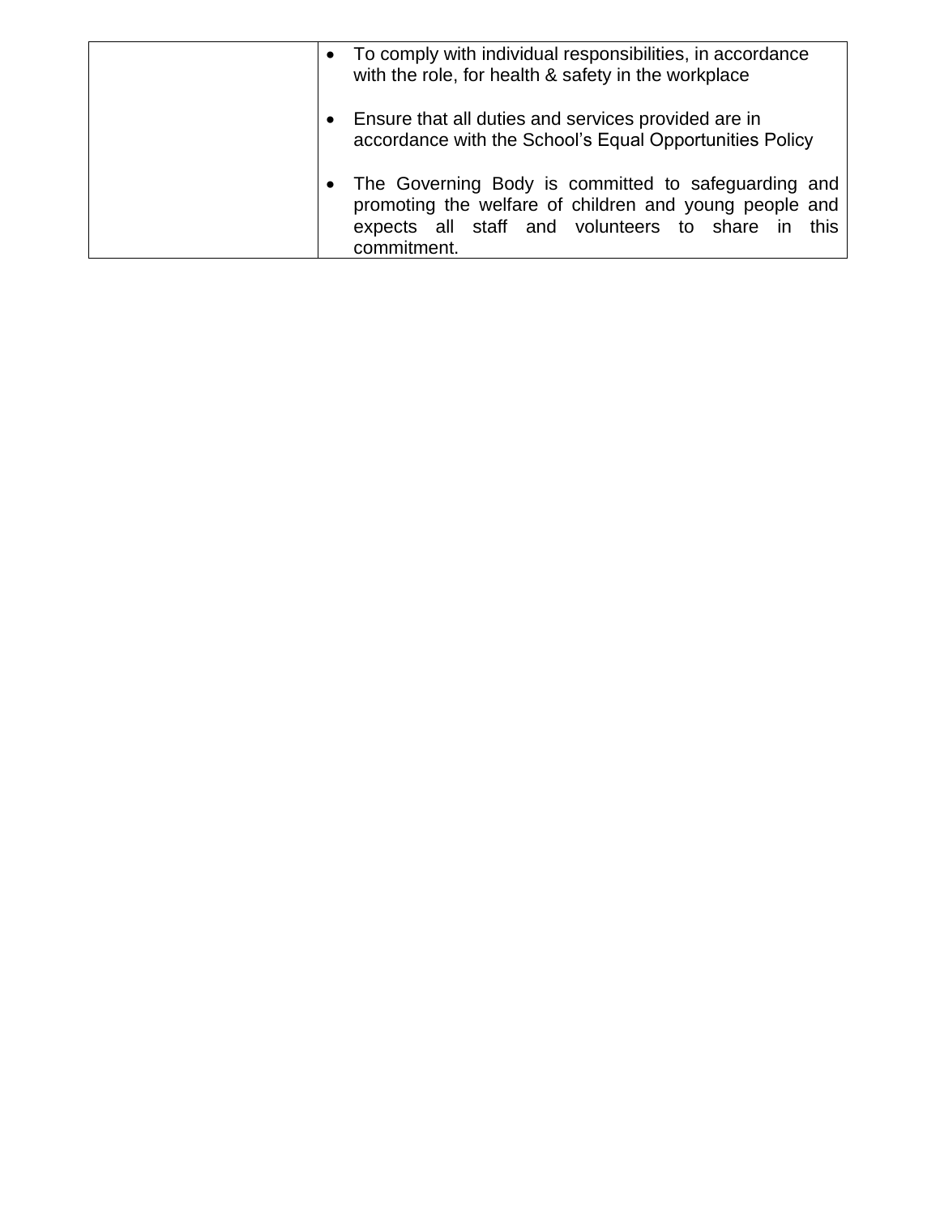| | |
|---|---|
| | • To comply with individual responsibilities, in accordance with the role, for health & safety in the workplace<br><br>• Ensure that all duties and services provided are in accordance with the School's Equal Opportunities Policy<br><br>• The Governing Body is committed to safeguarding and promoting the welfare of children and young people and expects all staff and volunteers to share in this commitment. |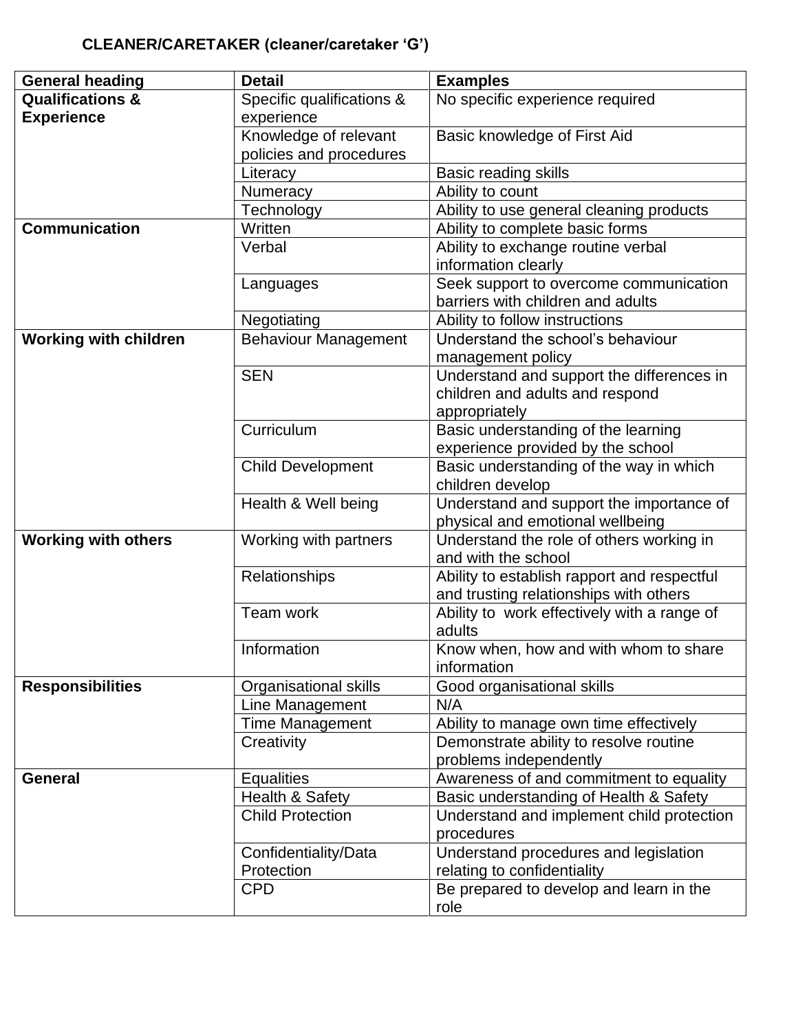**CLEANER/CARETAKER (cleaner/caretaker 'G')**

| General heading | Detail | Examples |
|---|---|---|
| **Qualifications & Experience** | Specific qualifications & experience | No specific experience required |
| | Knowledge of relevant policies and procedures | Basic knowledge of First Aid |
| | Literacy | Basic reading skills |
| | Numeracy | Ability to count |
| | Technology | Ability to use general cleaning products |
| **Communication** | Written | Ability to complete basic forms |
| | Verbal | Ability to exchange routine verbal information clearly |
| | Languages | Seek support to overcome communication barriers with children and adults |
| | Negotiating | Ability to follow instructions |
| **Working with children** | Behaviour Management | Understand the school's behaviour management policy |
| | SEN | Understand and support the differences in children and adults and respond appropriately |
| | Curriculum | Basic understanding of the learning experience provided by the school |
| | Child Development | Basic understanding of the way in which children develop |
| | Health & Well being | Understand and support the importance of physical and emotional wellbeing |
| **Working with others** | Working with partners | Understand the role of others working in and with the school |
| | Relationships | Ability to establish rapport and respectful and trusting relationships with others |
| | Team work | Ability to work effectively with a range of adults |
| | Information | Know when, how and with whom to share information |
| **Responsibilities** | Organisational skills | Good organisational skills |
| | Line Management | N/A |
| | Time Management | Ability to manage own time effectively |
| | Creativity | Demonstrate ability to resolve routine problems independently |
| **General** | Equalities | Awareness of and commitment to equality |
| | Health & Safety | Basic understanding of Health & Safety |
| | Child Protection | Understand and implement child protection procedures |
| | Confidentiality/Data Protection | Understand procedures and legislation relating to confidentiality |
| | CPD | Be prepared to develop and learn in the role |